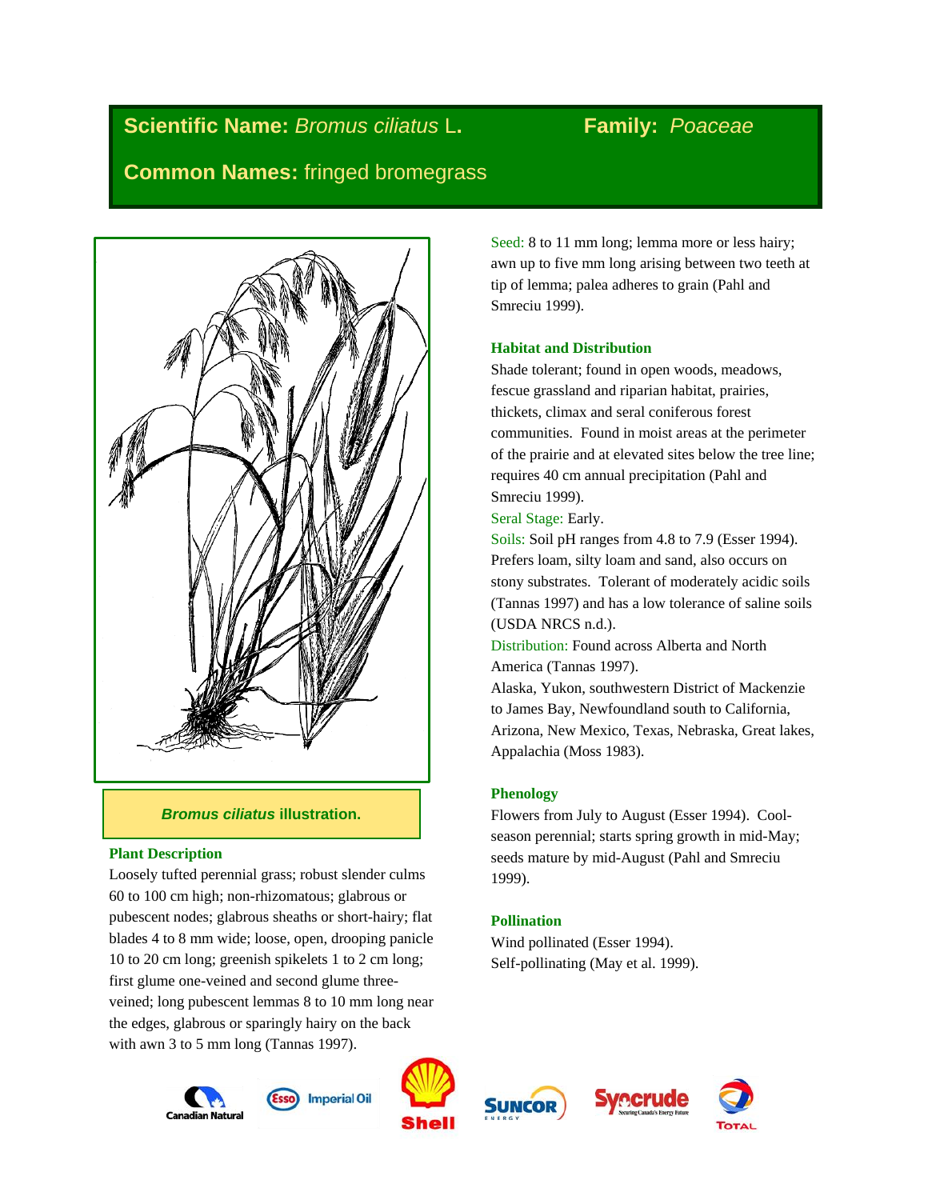**Scientific Name:** *Bromus ciliatus* L. **Family:** *Poaceae*

**Common Names:** fringed bromegrass

*Bromus ciliatus* **illustration.**

### Plant Description

Loosely tufted perennial grass; robust slender culms 60 to 100 cm high; non-rhizomatous; glabrous or pubescent nodes; glabrous sheaths or short-hairy; flat blades 4 to 8 mm wide; loose, open, drooping panicle 10 to 20 cm long; greenish spikelets 1 to 2 cm long; first glume one-veined and second glume three-veined; long pubescent lemmas 8 to 10 mm long near the edges, glabrous or sparingly hairy on the back with awn 3 to 5 mm long (Tannas 1997).

Seed: 8 to 11 mm long; lemma more or less hairy; awn up to five mm long arising between two teeth at tip of lemma; palea adheres to grain (Pahl and Smreciu 1999).

### Habitat and Distribution

Shade tolerant; found in open woods, meadows, fescue grassland and riparian habitat, prairies, thickets, climax and seral coniferous forest communities. Found in moist areas at the perimeter of the prairie and at elevated sites below the tree line; requires 40 cm annual precipitation (Pahl and Smreciu 1999).

Seral Stage: Early.

Soils: Soil pH ranges from 4.8 to 7.9 (Esser 1994). Prefers loam, silty loam and sand, also occurs on stony substrates. Tolerant of moderately acidic soils (Tannas 1997) and has a low tolerance of saline soils (USDA NRCS n.d.).

Distribution: Found across Alberta and North America (Tannas 1997).

Alaska, Yukon, southwestern District of Mackenzie to James Bay, Newfoundland south to California, Arizona, New Mexico, Texas, Nebraska, Great lakes, Appalachia (Moss 1983).

### Phenology

Flowers from July to August (Esser 1994). Cool-season perennial; starts spring growth in mid-May; seeds mature by mid-August (Pahl and Smreciu 1999).

### Pollination

Wind pollinated (Esser 1994).
Self-pollinating (May et al. 1999).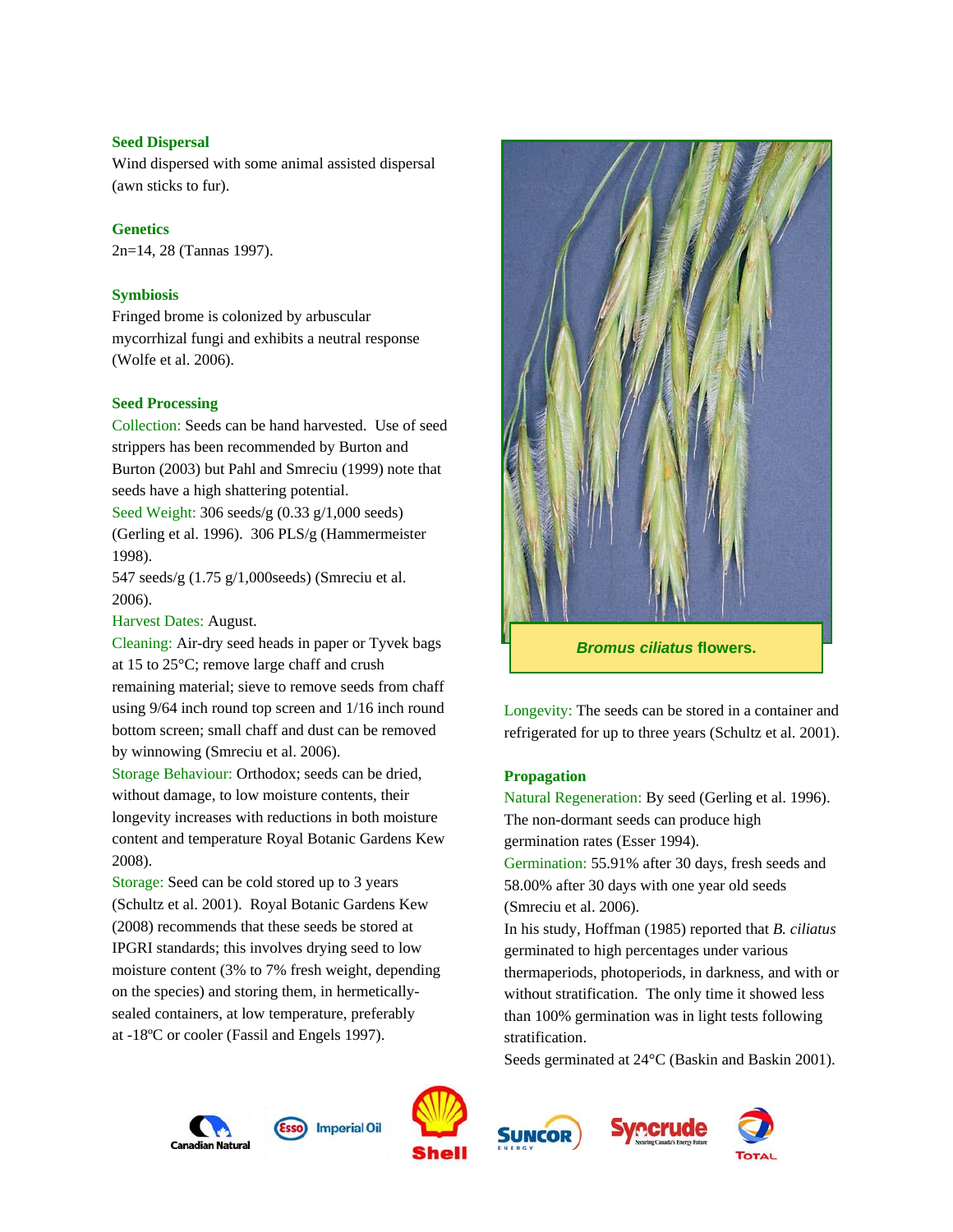### Seed Dispersal

Wind dispersed with some animal assisted dispersal (awn sticks to fur).

### Genetics

2n=14, 28 (Tannas 1997).

### Symbiosis

Fringed brome is colonized by arbuscular mycorrhizal fungi and exhibits a neutral response (Wolfe et al. 2006).

### Seed Processing

Collection: Seeds can be hand harvested. Use of seed strippers has been recommended by Burton and Burton (2003) but Pahl and Smreciu (1999) note that seeds have a high shattering potential.

Seed Weight: 306 seeds/g (0.33 g/1,000 seeds) (Gerling et al. 1996). 306 PLS/g (Hammermeister 1998).

547 seeds/g (1.75 g/1,000seeds) (Smreciu et al. 2006).

Harvest Dates: August.

Cleaning: Air-dry seed heads in paper or Tyvek bags at 15 to 25°C; remove large chaff and crush remaining material; sieve to remove seeds from chaff using 9/64 inch round top screen and 1/16 inch round bottom screen; small chaff and dust can be removed by winnowing (Smreciu et al. 2006).

Storage Behaviour: Orthodox; seeds can be dried, without damage, to low moisture contents, their longevity increases with reductions in both moisture content and temperature Royal Botanic Gardens Kew 2008).

Storage: Seed can be cold stored up to 3 years (Schultz et al. 2001). Royal Botanic Gardens Kew (2008) recommends that these seeds be stored at IPGRI standards; this involves drying seed to low moisture content (3% to 7% fresh weight, depending on the species) and storing them, in hermetically-sealed containers, at low temperature, preferably at -18ºC or cooler (Fassil and Engels 1997).

***Bromus ciliatus*** **flowers.**

Longevity: The seeds can be stored in a container and refrigerated for up to three years (Schultz et al. 2001).

### Propagation

Natural Regeneration: By seed (Gerling et al. 1996). The non-dormant seeds can produce high germination rates (Esser 1994).

Germination: 55.91% after 30 days, fresh seeds and 58.00% after 30 days with one year old seeds (Smreciu et al. 2006).

In his study, Hoffman (1985) reported that *B. ciliatus* germinated to high percentages under various thermaperiods, photoperiods, in darkness, and with or without stratification. The only time it showed less than 100% germination was in light tests following stratification.

Seeds germinated at 24°C (Baskin and Baskin 2001).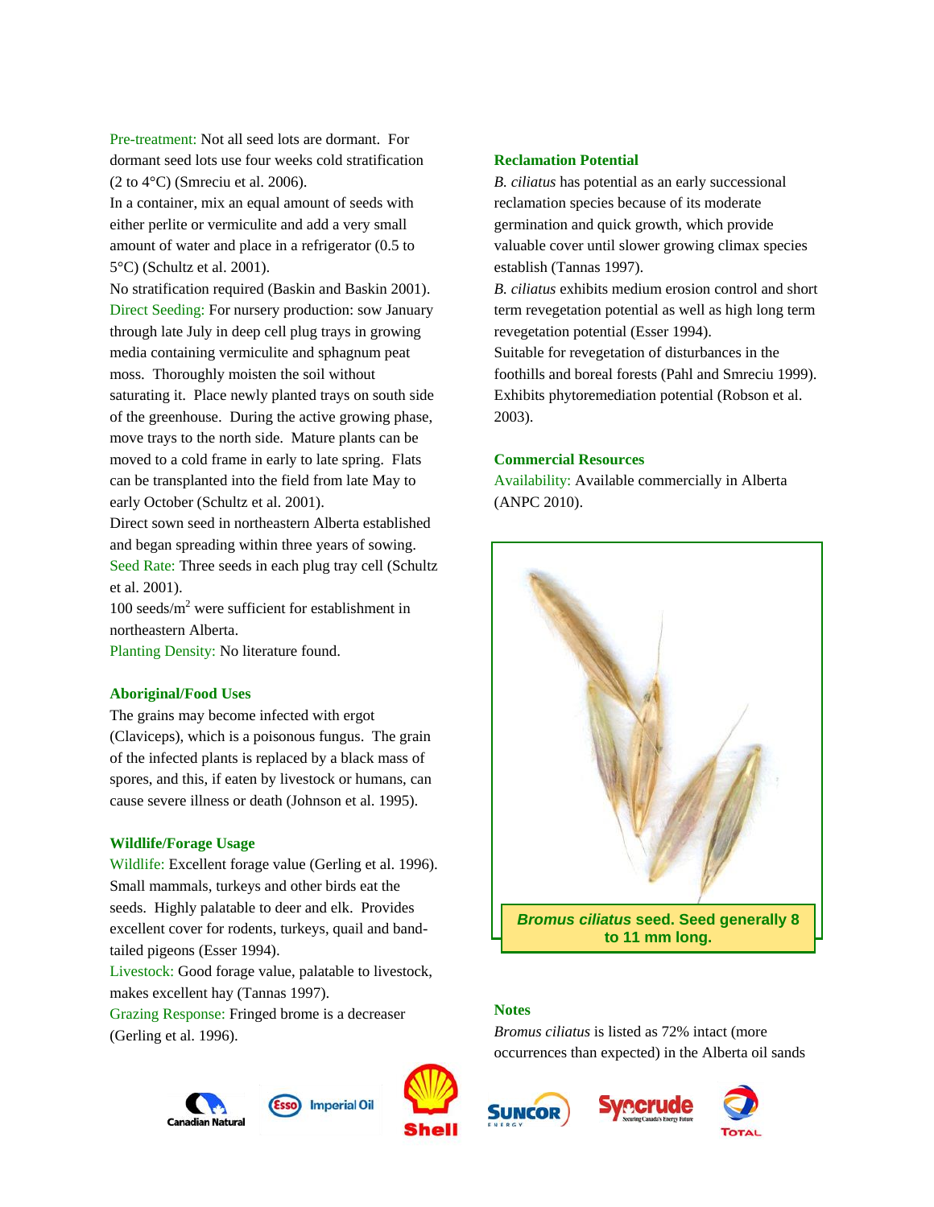Pre-treatment: Not all seed lots are dormant. For dormant seed lots use four weeks cold stratification (2 to 4°C) (Smreciu et al. 2006).
In a container, mix an equal amount of seeds with either perlite or vermiculite and add a very small amount of water and place in a refrigerator (0.5 to 5°C) (Schultz et al. 2001).
No stratification required (Baskin and Baskin 2001).
Direct Seeding: For nursery production: sow January through late July in deep cell plug trays in growing media containing vermiculite and sphagnum peat moss. Thoroughly moisten the soil without saturating it. Place newly planted trays on south side of the greenhouse. During the active growing phase, move trays to the north side. Mature plants can be moved to a cold frame in early to late spring. Flats can be transplanted into the field from late May to early October (Schultz et al. 2001).
Direct sown seed in northeastern Alberta established and began spreading within three years of sowing.
Seed Rate: Three seeds in each plug tray cell (Schultz et al. 2001).
100 seeds/$m^2$ were sufficient for establishment in northeastern Alberta.
Planting Density: No literature found.

## Aboriginal/Food Uses

The grains may become infected with ergot (Claviceps), which is a poisonous fungus. The grain of the infected plants is replaced by a black mass of spores, and this, if eaten by livestock or humans, can cause severe illness or death (Johnson et al. 1995).

## Wildlife/Forage Usage

Wildlife: Excellent forage value (Gerling et al. 1996). Small mammals, turkeys and other birds eat the seeds. Highly palatable to deer and elk. Provides excellent cover for rodents, turkeys, quail and band-tailed pigeons (Esser 1994).
Livestock: Good forage value, palatable to livestock, makes excellent hay (Tannas 1997).
Grazing Response: Fringed brome is a decreaser (Gerling et al. 1996).

## Reclamation Potential

*B. ciliatus* has potential as an early successional reclamation species because of its moderate germination and quick growth, which provide valuable cover until slower growing climax species establish (Tannas 1997).
*B. ciliatus* exhibits medium erosion control and short term revegetation potential as well as high long term revegetation potential (Esser 1994).
Suitable for revegetation of disturbances in the foothills and boreal forests (Pahl and Smreciu 1999).
Exhibits phytoremediation potential (Robson et al. 2003).

## Commercial Resources

Availability: Available commercially in Alberta (ANPC 2010).

***Bromus ciliatus*** **seed. Seed generally 8 to 11 mm long.**

## Notes

*Bromus ciliatus* is listed as 72% intact (more occurrences than expected) in the Alberta oil sands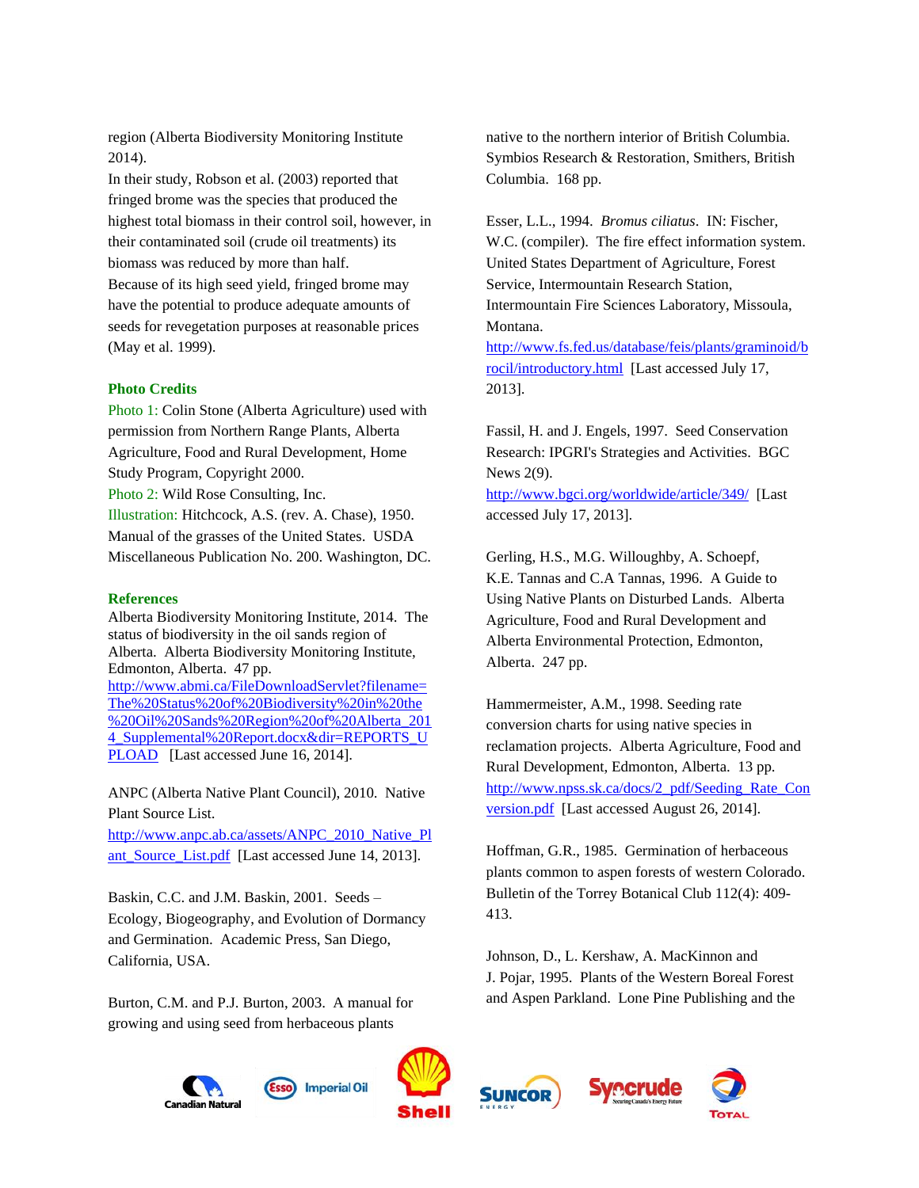region (Alberta Biodiversity Monitoring Institute 2014).

In their study, Robson et al. (2003) reported that fringed brome was the species that produced the highest total biomass in their control soil, however, in their contaminated soil (crude oil treatments) its biomass was reduced by more than half.

Because of its high seed yield, fringed brome may have the potential to produce adequate amounts of seeds for revegetation purposes at reasonable prices (May et al. 1999).

## Photo Credits

Photo 1: Colin Stone (Alberta Agriculture) used with permission from Northern Range Plants, Alberta Agriculture, Food and Rural Development, Home Study Program, Copyright 2000.

Photo 2: Wild Rose Consulting, Inc.

Illustration: Hitchcock, A.S. (rev. A. Chase), 1950. Manual of the grasses of the United States. USDA Miscellaneous Publication No. 200. Washington, DC.

## References

Alberta Biodiversity Monitoring Institute, 2014. The status of biodiversity in the oil sands region of Alberta. Alberta Biodiversity Monitoring Institute, Edmonton, Alberta. 47 pp. http://www.abmi.ca/FileDownloadServlet?filename=The%20Status%20of%20Biodiversity%20in%20the%20Oil%20Sands%20Region%20of%20Alberta_2014_Supplemental%20Report.docx&dir=REPORTS_UPLOAD [Last accessed June 16, 2014].

ANPC (Alberta Native Plant Council), 2010. Native Plant Source List. http://www.anpc.ab.ca/assets/ANPC_2010_Native_Plant_Source_List.pdf [Last accessed June 14, 2013].

Baskin, C.C. and J.M. Baskin, 2001. Seeds – Ecology, Biogeography, and Evolution of Dormancy and Germination. Academic Press, San Diego, California, USA.

Burton, C.M. and P.J. Burton, 2003. A manual for growing and using seed from herbaceous plants native to the northern interior of British Columbia. Symbios Research & Restoration, Smithers, British Columbia. 168 pp.

Esser, L.L., 1994. *Bromus ciliatus*. IN: Fischer, W.C. (compiler). The fire effect information system. United States Department of Agriculture, Forest Service, Intermountain Research Station, Intermountain Fire Sciences Laboratory, Missoula, Montana. http://www.fs.fed.us/database/feis/plants/graminoid/brocil/introductory.html [Last accessed July 17, 2013].

Fassil, H. and J. Engels, 1997. Seed Conservation Research: IPGRI's Strategies and Activities. BGC News 2(9). http://www.bgci.org/worldwide/article/349/ [Last accessed July 17, 2013].

Gerling, H.S., M.G. Willoughby, A. Schoepf, K.E. Tannas and C.A Tannas, 1996. A Guide to Using Native Plants on Disturbed Lands. Alberta Agriculture, Food and Rural Development and Alberta Environmental Protection, Edmonton, Alberta. 247 pp.

Hammermeister, A.M., 1998. Seeding rate conversion charts for using native species in reclamation projects. Alberta Agriculture, Food and Rural Development, Edmonton, Alberta. 13 pp. http://www.npss.sk.ca/docs/2_pdf/Seeding_Rate_Conversion.pdf [Last accessed August 26, 2014].

Hoffman, G.R., 1985. Germination of herbaceous plants common to aspen forests of western Colorado. Bulletin of the Torrey Botanical Club 112(4): 409-413.

Johnson, D., L. Kershaw, A. MacKinnon and J. Pojar, 1995. Plants of the Western Boreal Forest and Aspen Parkland. Lone Pine Publishing and the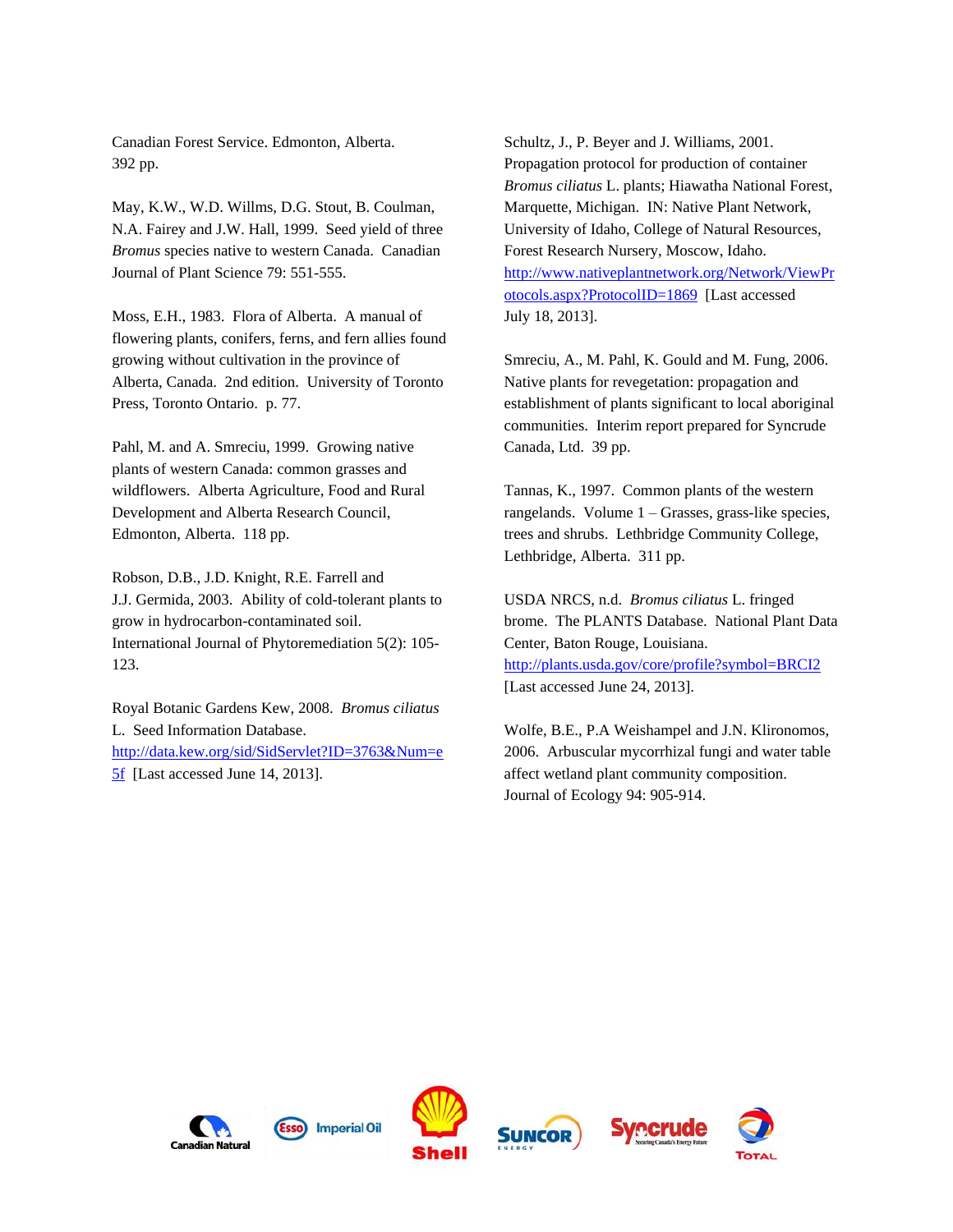Canadian Forest Service. Edmonton, Alberta. 392 pp.

May, K.W., W.D. Willms, D.G. Stout, B. Coulman, N.A. Fairey and J.W. Hall, 1999. Seed yield of three *Bromus* species native to western Canada. Canadian Journal of Plant Science 79: 551-555.

Moss, E.H., 1983. Flora of Alberta. A manual of flowering plants, conifers, ferns, and fern allies found growing without cultivation in the province of Alberta, Canada. 2nd edition. University of Toronto Press, Toronto Ontario. p. 77.

Pahl, M. and A. Smreciu, 1999. Growing native plants of western Canada: common grasses and wildflowers. Alberta Agriculture, Food and Rural Development and Alberta Research Council, Edmonton, Alberta. 118 pp.

Robson, D.B., J.D. Knight, R.E. Farrell and J.J. Germida, 2003. Ability of cold-tolerant plants to grow in hydrocarbon-contaminated soil. International Journal of Phytoremediation 5(2): 105-123.

Royal Botanic Gardens Kew, 2008. *Bromus ciliatus* L. Seed Information Database. http://data.kew.org/sid/SidServlet?ID=3763&Num=e5f [Last accessed June 14, 2013].

Schultz, J., P. Beyer and J. Williams, 2001. Propagation protocol for production of container *Bromus ciliatus* L. plants; Hiawatha National Forest, Marquette, Michigan. IN: Native Plant Network, University of Idaho, College of Natural Resources, Forest Research Nursery, Moscow, Idaho. http://www.nativeplantnetwork.org/Network/ViewProtocols.aspx?ProtocolID=1869 [Last accessed July 18, 2013].

Smreciu, A., M. Pahl, K. Gould and M. Fung, 2006. Native plants for revegetation: propagation and establishment of plants significant to local aboriginal communities. Interim report prepared for Syncrude Canada, Ltd. 39 pp.

Tannas, K., 1997. Common plants of the western rangelands. Volume 1 – Grasses, grass-like species, trees and shrubs. Lethbridge Community College, Lethbridge, Alberta. 311 pp.

USDA NRCS, n.d. *Bromus ciliatus* L. fringed brome. The PLANTS Database. National Plant Data Center, Baton Rouge, Louisiana. http://plants.usda.gov/core/profile?symbol=BRCI2 [Last accessed June 24, 2013].

Wolfe, B.E., P.A Weishampel and J.N. Klironomos, 2006. Arbuscular mycorrhizal fungi and water table affect wetland plant community composition. Journal of Ecology 94: 905-914.